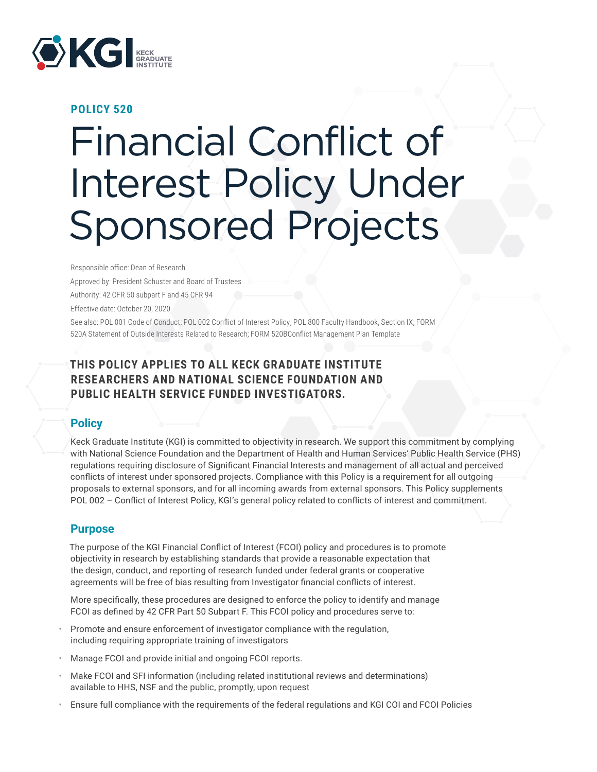KGI KECK GRADUATE INSTITUTE

**POLICY 520**

# Financial Conflict of Interest Policy Under Sponsored Projects

Responsible office: Dean of Research

Approved by: President Schuster and Board of Trustees

Authority: 42 CFR 50 subpart F and 45 CFR 94

Effective date: October 20, 2020

See also: POL 001 Code of Conduct; POL 002 Conflict of Interest Policy; POL 800 Faculty Handbook, Section IX; FORM 520A Statement of Outside Interests Related to Research; FORM 520BConflict Management Plan Template

**THIS POLICY APPLIES TO ALL KECK GRADUATE INSTITUTE RESEARCHERS AND NATIONAL SCIENCE FOUNDATION AND PUBLIC HEALTH SERVICE FUNDED INVESTIGATORS.**

## Policy

Keck Graduate Institute (KGI) is committed to objectivity in research. We support this commitment by complying with National Science Foundation and the Department of Health and Human Services' Public Health Service (PHS) regulations requiring disclosure of Significant Financial Interests and management of all actual and perceived conflicts of interest under sponsored projects. Compliance with this Policy is a requirement for all outgoing proposals to external sponsors, and for all incoming awards from external sponsors. This Policy supplements POL 002 – Conflict of Interest Policy, KGI's general policy related to conflicts of interest and commitment.

## Purpose

The purpose of the KGI Financial Conflict of Interest (FCOI) policy and procedures is to promote objectivity in research by establishing standards that provide a reasonable expectation that the design, conduct, and reporting of research funded under federal grants or cooperative agreements will be free of bias resulting from Investigator financial conflicts of interest.

More specifically, these procedures are designed to enforce the policy to identify and manage FCOI as defined by 42 CFR Part 50 Subpart F. This FCOI policy and procedures serve to:

- Promote and ensure enforcement of investigator compliance with the regulation, including requiring appropriate training of investigators
- Manage FCOI and provide initial and ongoing FCOI reports.
- Make FCOI and SFI information (including related institutional reviews and determinations) available to HHS, NSF and the public, promptly, upon request
- Ensure full compliance with the requirements of the federal regulations and KGI COI and FCOI Policies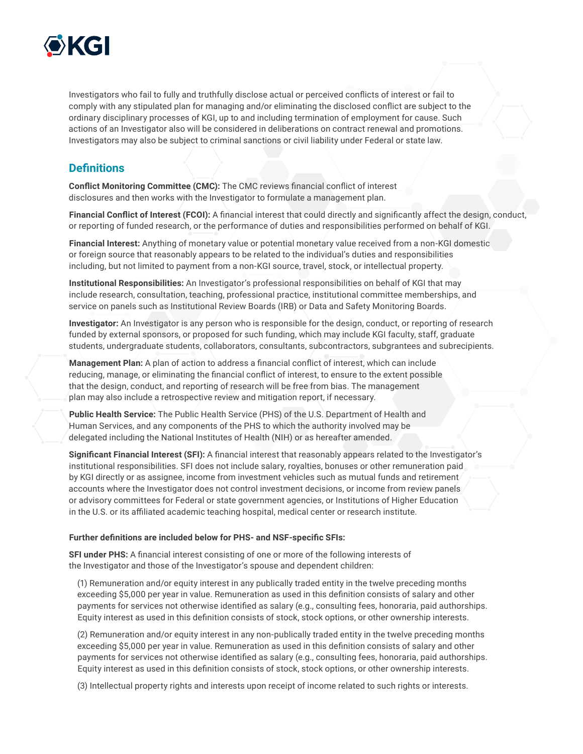Investigators who fail to fully and truthfully disclose actual or perceived conflicts of interest or fail to comply with any stipulated plan for managing and/or eliminating the disclosed conflict are subject to the ordinary disciplinary processes of KGI, up to and including termination of employment for cause. Such actions of an Investigator also will be considered in deliberations on contract renewal and promotions. Investigators may also be subject to criminal sanctions or civil liability under Federal or state law.

## Definitions

**Conflict Monitoring Committee (CMC):** The CMC reviews financial conflict of interest disclosures and then works with the Investigator to formulate a management plan.

**Financial Conflict of Interest (FCOI):** A financial interest that could directly and significantly affect the design, conduct, or reporting of funded research, or the performance of duties and responsibilities performed on behalf of KGI.

**Financial Interest:** Anything of monetary value or potential monetary value received from a non-KGI domestic or foreign source that reasonably appears to be related to the individual's duties and responsibilities including, but not limited to payment from a non-KGI source, travel, stock, or intellectual property.

**Institutional Responsibilities:** An Investigator's professional responsibilities on behalf of KGI that may include research, consultation, teaching, professional practice, institutional committee memberships, and service on panels such as Institutional Review Boards (IRB) or Data and Safety Monitoring Boards.

**Investigator:** An Investigator is any person who is responsible for the design, conduct, or reporting of research funded by external sponsors, or proposed for such funding, which may include KGI faculty, staff, graduate students, undergraduate students, collaborators, consultants, subcontractors, subgrantees and subrecipients.

**Management Plan:** A plan of action to address a financial conflict of interest, which can include reducing, manage, or eliminating the financial conflict of interest, to ensure to the extent possible that the design, conduct, and reporting of research will be free from bias. The management plan may also include a retrospective review and mitigation report, if necessary.

**Public Health Service:** The Public Health Service (PHS) of the U.S. Department of Health and Human Services, and any components of the PHS to which the authority involved may be delegated including the National Institutes of Health (NIH) or as hereafter amended.

**Significant Financial Interest (SFI):** A financial interest that reasonably appears related to the Investigator's institutional responsibilities. SFI does not include salary, royalties, bonuses or other remuneration paid by KGI directly or as assignee, income from investment vehicles such as mutual funds and retirement accounts where the Investigator does not control investment decisions, or income from review panels or advisory committees for Federal or state government agencies, or Institutions of Higher Education in the U.S. or its affiliated academic teaching hospital, medical center or research institute.

**Further definitions are included below for PHS- and NSF-specific SFIs:**

**SFI under PHS:** A financial interest consisting of one or more of the following interests of the Investigator and those of the Investigator's spouse and dependent children:

(1) Remuneration and/or equity interest in any publically traded entity in the twelve preceding months exceeding $5,000 per year in value. Remuneration as used in this definition consists of salary and other payments for services not otherwise identified as salary (e.g., consulting fees, honoraria, paid authorships. Equity interest as used in this definition consists of stock, stock options, or other ownership interests.

(2) Remuneration and/or equity interest in any non-publically traded entity in the twelve preceding months exceeding $5,000 per year in value. Remuneration as used in this definition consists of salary and other payments for services not otherwise identified as salary (e.g., consulting fees, honoraria, paid authorships. Equity interest as used in this definition consists of stock, stock options, or other ownership interests.

(3) Intellectual property rights and interests upon receipt of income related to such rights or interests.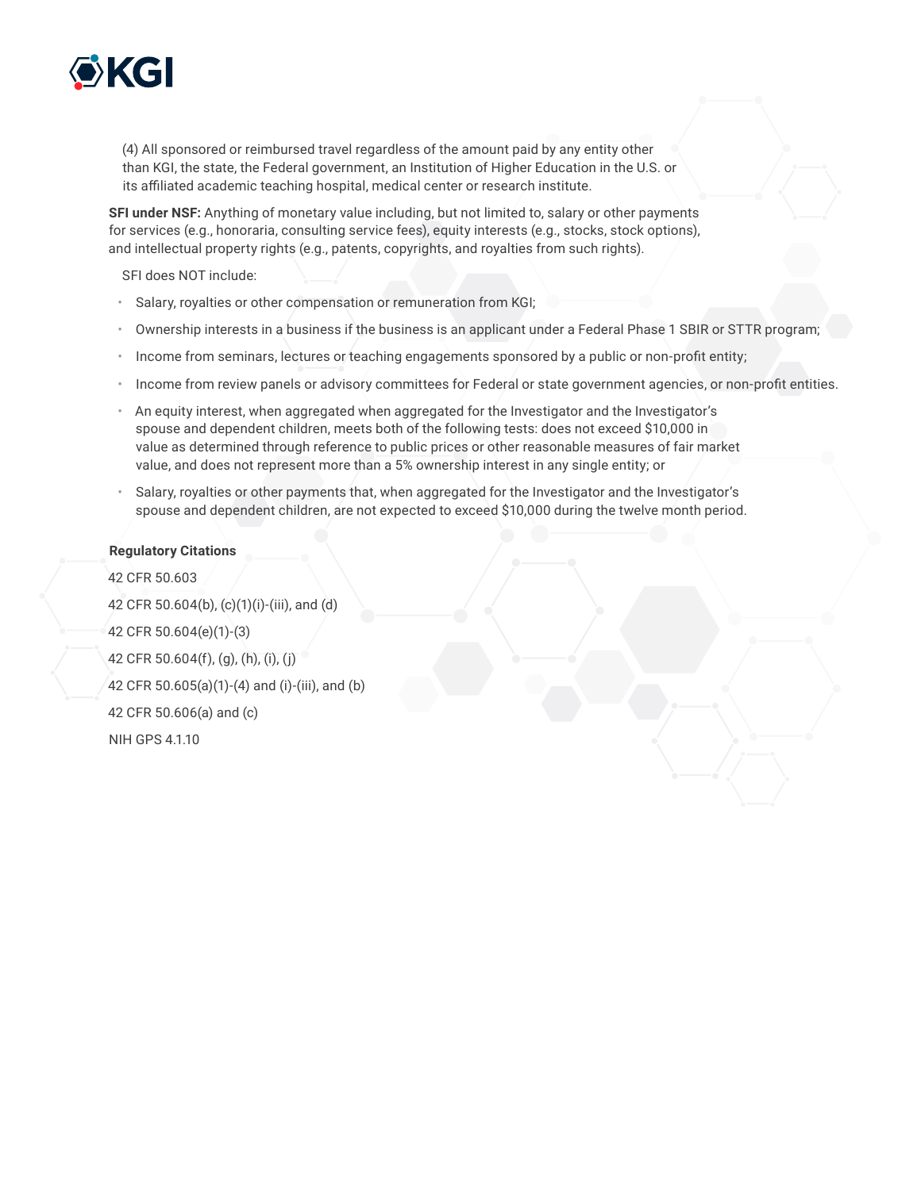(4) All sponsored or reimbursed travel regardless of the amount paid by any entity other than KGI, the state, the Federal government, an Institution of Higher Education in the U.S. or its affiliated academic teaching hospital, medical center or research institute.

**SFI under NSF:** Anything of monetary value including, but not limited to, salary or other payments for services (e.g., honoraria, consulting service fees), equity interests (e.g., stocks, stock options), and intellectual property rights (e.g., patents, copyrights, and royalties from such rights).

SFI does NOT include:

- Salary, royalties or other compensation or remuneration from KGI;
- Ownership interests in a business if the business is an applicant under a Federal Phase 1 SBIR or STTR program;
- Income from seminars, lectures or teaching engagements sponsored by a public or non-profit entity;
- Income from review panels or advisory committees for Federal or state government agencies, or non-profit entities.
- An equity interest, when aggregated when aggregated for the Investigator and the Investigator's spouse and dependent children, meets both of the following tests: does not exceed $10,000 in value as determined through reference to public prices or other reasonable measures of fair market value, and does not represent more than a 5% ownership interest in any single entity; or
- Salary, royalties or other payments that, when aggregated for the Investigator and the Investigator's spouse and dependent children, are not expected to exceed $10,000 during the twelve month period.

**Regulatory Citations**

42 CFR 50.603

42 CFR 50.604(b), (c)(1)(i)-(iii), and (d)

42 CFR 50.604(e)(1)-(3)

42 CFR 50.604(f), (g), (h), (i), (j)

42 CFR 50.605(a)(1)-(4) and (i)-(iii), and (b)

42 CFR 50.606(a) and (c)

NIH GPS 4.1.10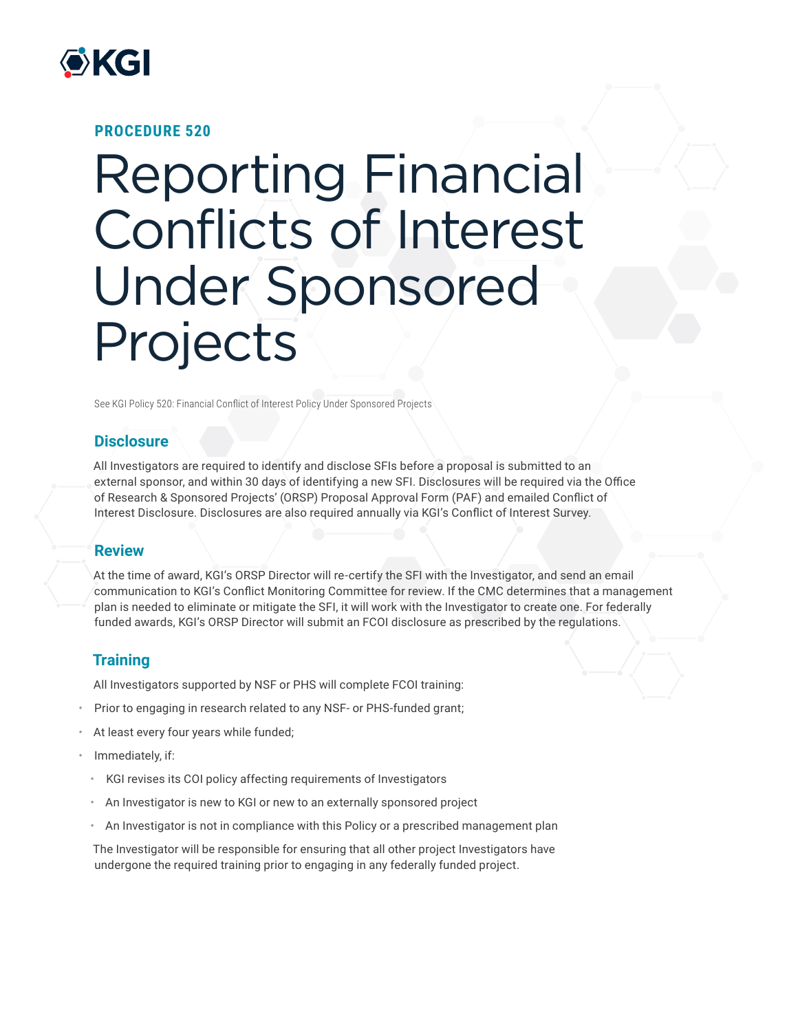PROCEDURE 520

# Reporting Financial Conflicts of Interest Under Sponsored Projects

See KGI Policy 520: Financial Conflict of Interest Policy Under Sponsored Projects

## Disclosure

All Investigators are required to identify and disclose SFIs before a proposal is submitted to an external sponsor, and within 30 days of identifying a new SFI. Disclosures will be required via the Office of Research & Sponsored Projects' (ORSP) Proposal Approval Form (PAF) and emailed Conflict of Interest Disclosure. Disclosures are also required annually via KGI's Conflict of Interest Survey.

## Review

At the time of award, KGI's ORSP Director will re-certify the SFI with the Investigator, and send an email communication to KGI's Conflict Monitoring Committee for review. If the CMC determines that a management plan is needed to eliminate or mitigate the SFI, it will work with the Investigator to create one. For federally funded awards, KGI's ORSP Director will submit an FCOI disclosure as prescribed by the regulations.

## Training

All Investigators supported by NSF or PHS will complete FCOI training:

- Prior to engaging in research related to any NSF- or PHS-funded grant;
- At least every four years while funded;
- Immediately, if:
  - KGI revises its COI policy affecting requirements of Investigators
  - An Investigator is new to KGI or new to an externally sponsored project
  - An Investigator is not in compliance with this Policy or a prescribed management plan

The Investigator will be responsible for ensuring that all other project Investigators have undergone the required training prior to engaging in any federally funded project.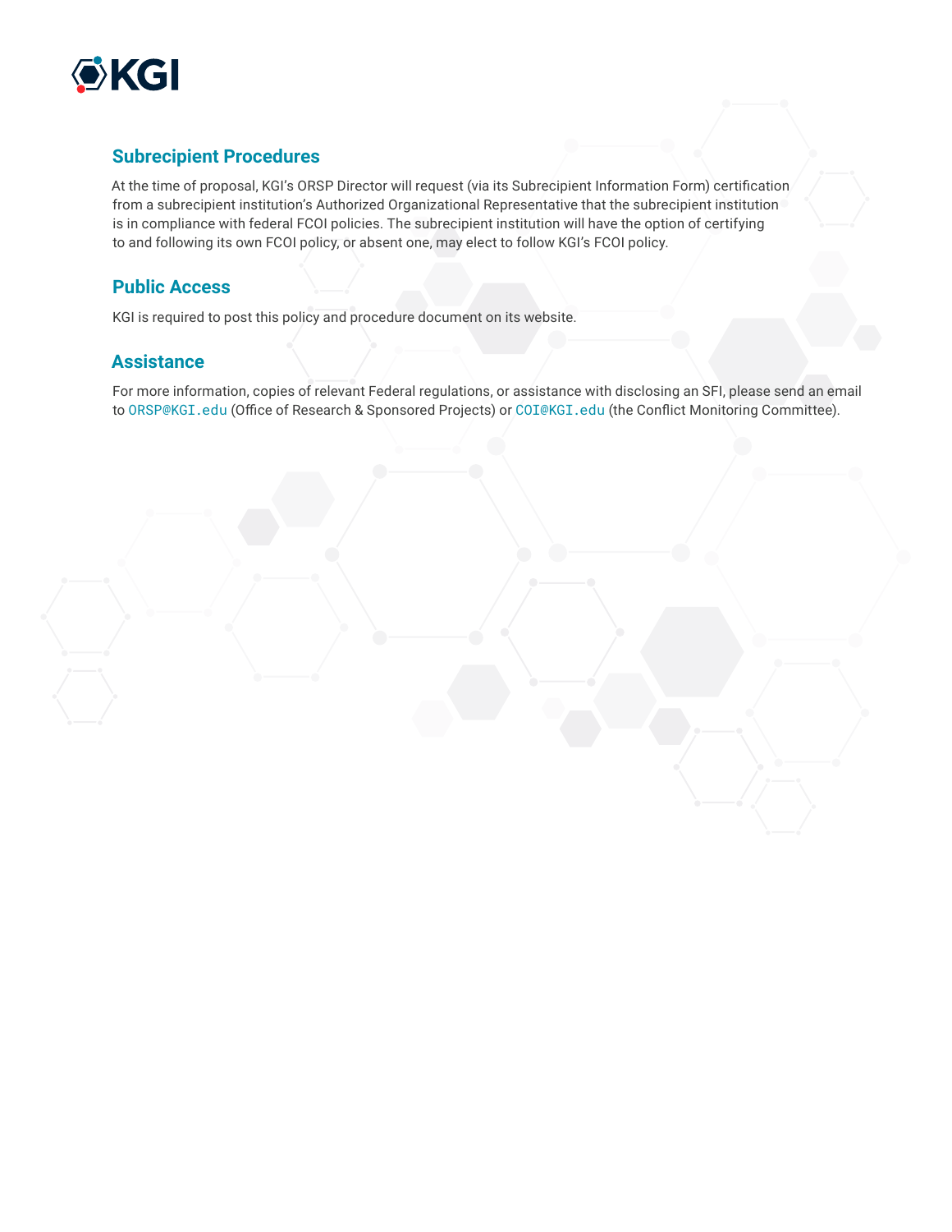## Subrecipient Procedures

At the time of proposal, KGI's ORSP Director will request (via its Subrecipient Information Form) certification from a subrecipient institution's Authorized Organizational Representative that the subrecipient institution is in compliance with federal FCOI policies. The subrecipient institution will have the option of certifying to and following its own FCOI policy, or absent one, may elect to follow KGI's FCOI policy.

## Public Access

KGI is required to post this policy and procedure document on its website.

## Assistance

For more information, copies of relevant Federal regulations, or assistance with disclosing an SFI, please send an email to `ORSP@KGI.edu` (Office of Research & Sponsored Projects) or `COI@KGI.edu` (the Conflict Monitoring Committee).